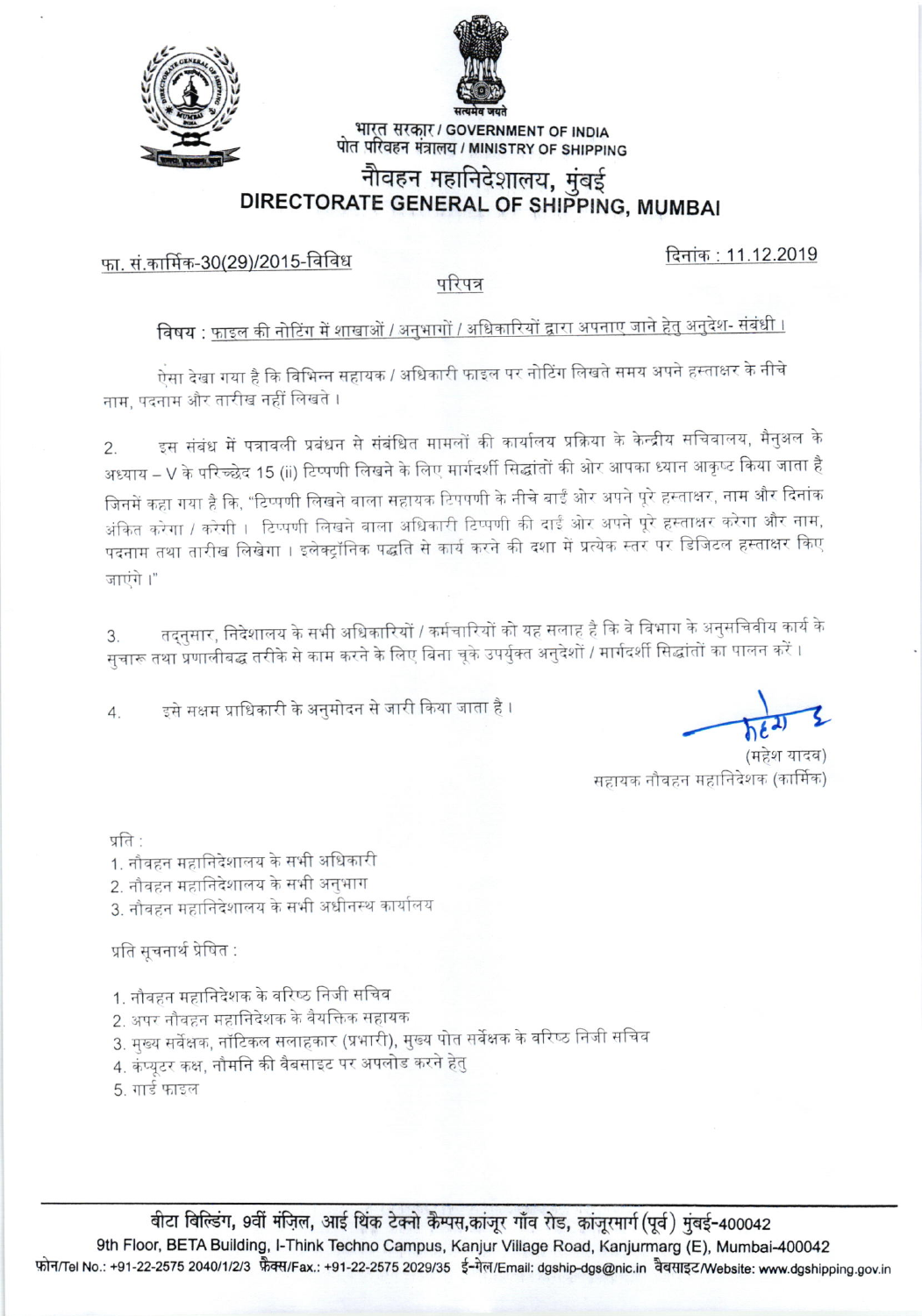भारत सरकार / GOVERNMENT OF INDIA
पोत परिवहन मंत्रालय / MINISTRY OF SHIPPING

# नौवहन महानिदेशालय, मुंबई
# DIRECTORATE GENERAL OF SHIPPING, MUMBAI

फा. सं.कार्मिक-30(29)/2015-विविध

दिनांक : 11.12.2019

## परिपत्र

**विषय : फाइल की नोटिंग में शाखाओं / अनुभागों / अधिकारियों द्वारा अपनाए जाने हेतु अनुदेश- संबंधी।**

ऐसा देखा गया है कि विभिन्न सहायक / अधिकारी फाइल पर नोटिंग लिखते समय अपने हस्ताक्षर के नीचे नाम, पदनाम और तारीख नहीं लिखते।

2. इस संबंध में पत्रावली प्रबंधन से संबंधित मामलों की कार्यालय प्रक्रिया के केन्द्रीय सचिवालय, मैनुअल के अध्याय – V के परिच्छेद 15 (ii) टिप्पणी लिखने के लिए मार्गदर्शी सिद्धांतों की ओर आपका ध्यान आकृष्ट किया जाता है जिनमें कहा गया है कि, "टिप्पणी लिखने वाला सहायक टिप्पणी के नीचे बाईं ओर अपने पूरे हस्ताक्षर, नाम और दिनांक अंकित करेगा / करेगी। टिप्पणी लिखने वाला अधिकारी टिप्पणी की दाईं ओर अपने पूरे हस्ताक्षर करेगा और नाम, पदनाम तथा तारीख लिखेगा। इलेक्ट्रॉनिक पद्धति से कार्य करने की दशा में प्रत्येक स्तर पर डिजिटल हस्ताक्षर किए जाएंगे।"

3. तदनुसार, निदेशालय के सभी अधिकारियों / कर्मचारियों को यह सलाह है कि वे विभाग के अनुसचिवीय कार्य के सुचारू तथा प्रणालीबद्ध तरीके से काम करने के लिए बिना चूके उपर्युक्त अनुदेशों / मार्गदर्शी सिद्धांतों का पालन करें।

4. इसे सक्षम प्राधिकारी के अनुमोदन से जारी किया जाता है।

(महेश यादव)
सहायक नौवहन महानिदेशक (कार्मिक)

प्रति :
1. नौवहन महानिदेशालय के सभी अधिकारी
2. नौवहन महानिदेशालय के सभी अनुभाग
3. नौवहन महानिदेशालय के सभी अधीनस्थ कार्यालय

प्रति सूचनार्थ प्रेषित :

1. नौवहन महानिदेशक के वरिष्ठ निजी सचिव
2. अपर नौवहन महानिदेशक के वैयक्तिक सहायक
3. मुख्य सर्वेक्षक, नॉटिकल सलाहकार (प्रभारी), मुख्य पोत सर्वेक्षक के वरिष्ठ निजी सचिव
4. कंप्यूटर कक्ष, नौमनि की वैबसाइट पर अपलोड करने हेतु
5. गार्ड फाइल

बीटा बिल्डिंग, 9वीं मंज़िल, आई थिंक टेक्नो कैम्पस, कांजूर गाँव रोड, कांजूरमार्ग (पूर्व) मुंबई-400042
9th Floor, BETA Building, I-Think Techno Campus, Kanjur Village Road, Kanjurmarg (E), Mumbai-400042
फोन/Tel No.: +91-22-2575 2040/1/2/3 फैक्स/Fax.: +91-22-2575 2029/35 ई-मेल/Email: dgship-dgs@nic.in वैबसाइट/Website: www.dgshipping.gov.in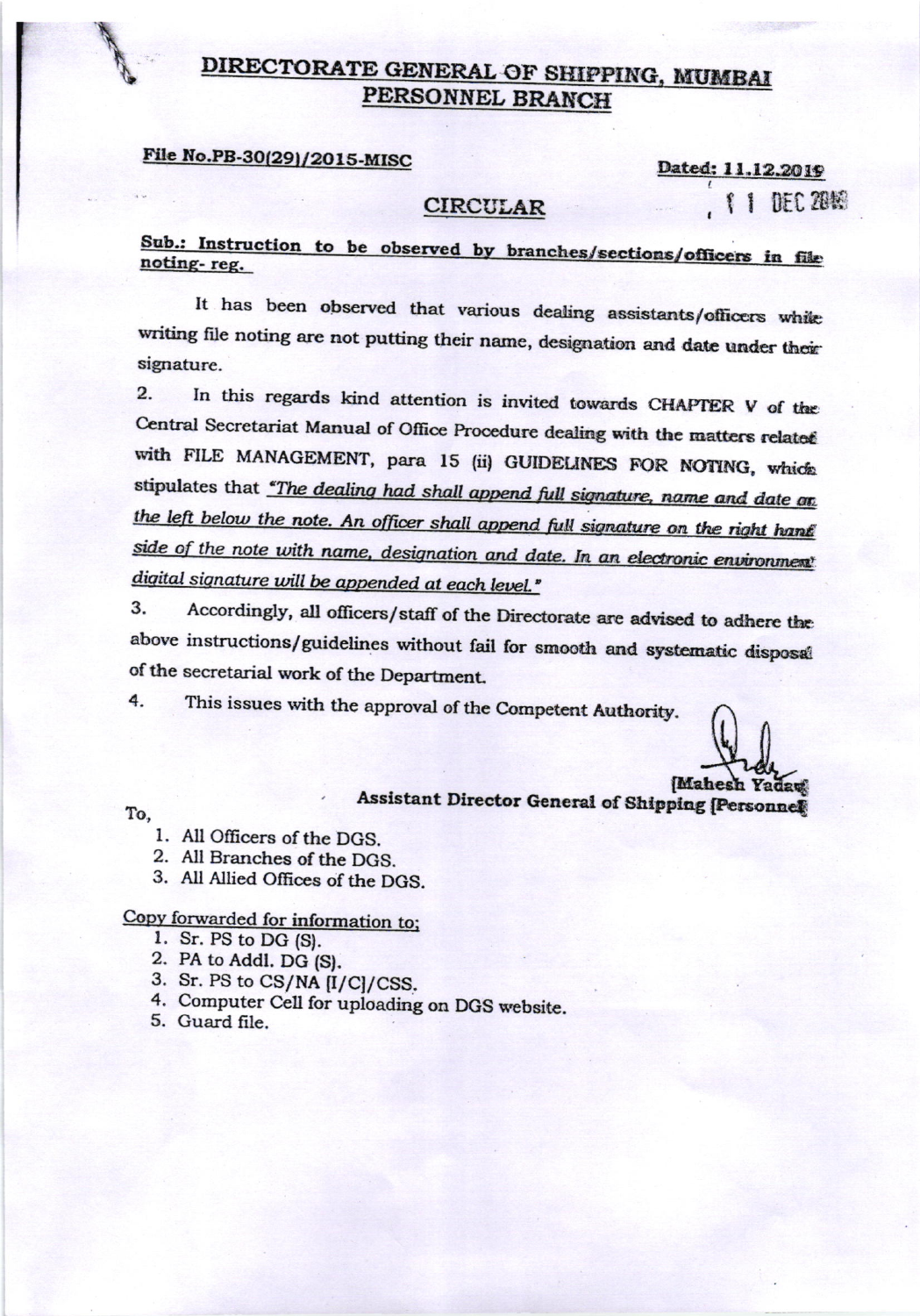# DIRECTORATE GENERAL OF SHIPPING, MUMBAI
## PERSONNEL BRANCH

**File No.PB-30(29)/2015-MISC** **Dated: 11.12.2019**

11 DEC 2019

## CIRCULAR

**Sub.: Instruction to be observed by branches/sections/officers in file noting- reg.**

It has been observed that various dealing assistants/officers while writing file noting are not putting their name, designation and date under their signature.

2. In this regards kind attention is invited towards CHAPTER V of the Central Secretariat Manual of Office Procedure dealing with the matters related with FILE MANAGEMENT, para 15 (ii) GUIDELINES FOR NOTING, which stipulates that *"The dealing had shall append full signature, name and date on the left below the note. An officer shall append full signature on the right hand side of the note with name, designation and date. In an electronic environment digital signature will be appended at each level."*

3. Accordingly, all officers/staff of the Directorate are advised to adhere the above instructions/guidelines without fail for smooth and systematic disposal of the secretarial work of the Department.

4. This issues with the approval of the Competent Authority.

[Mahesh Yadav]
**Assistant Director General of Shipping [Personnel]**

To,

1. All Officers of the DGS.
2. All Branches of the DGS.
3. All Allied Offices of the DGS.

Copy forwarded for information to;

1. Sr. PS to DG (S).
2. PA to Addl. DG (S).
3. Sr. PS to CS/NA [I/C]/CSS.
4. Computer Cell for uploading on DGS website.
5. Guard file.